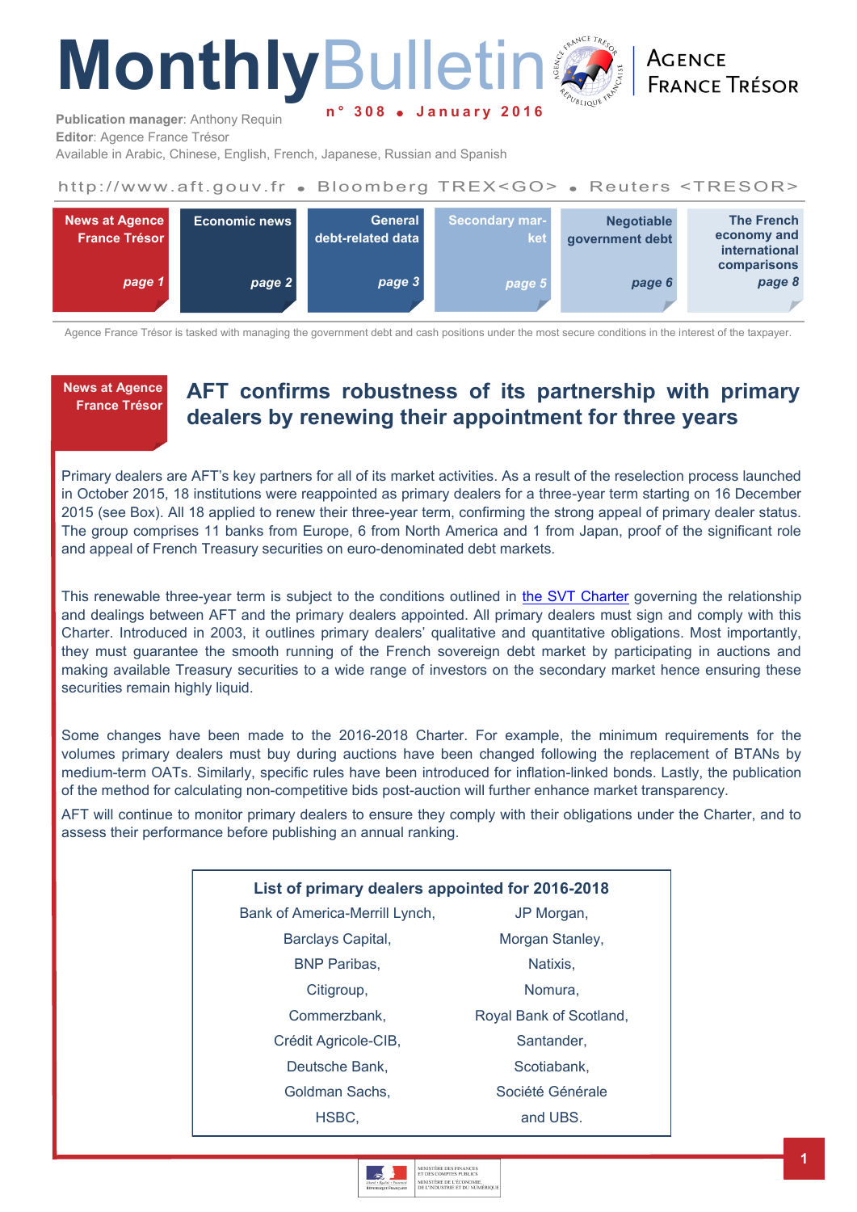# Monthly Bulletin

**n° 308 • January 2016**

**AGENCE FRANCE TRÉSOR**

**Publication manager**: Anthony Requin
**Editor**: Agence France Trésor
Available in Arabic, Chinese, English, French, Japanese, Russian and Spanish

http://www.aft.gouv.fr • Bloomberg TREX<GO> • Reuters <TRESOR>

| News at Agence France Trésor | Economic news | General debt-related data | Secondary market | Negotiable government debt | The French economy and international comparisons |
|---|---|---|---|---|---|
| page 1 | page 2 | page 3 | page 5 | page 6 | page 8 |

Agence France Trésor is tasked with managing the government debt and cash positions under the most secure conditions in the interest of the taxpayer.

## News at Agence France Trésor

# AFT confirms robustness of its partnership with primary dealers by renewing their appointment for three years

Primary dealers are AFT's key partners for all of its market activities. As a result of the reselection process launched in October 2015, 18 institutions were reappointed as primary dealers for a three-year term starting on 16 December 2015 (see Box). All 18 applied to renew their three-year term, confirming the strong appeal of primary dealer status. The group comprises 11 banks from Europe, 6 from North America and 1 from Japan, proof of the significant role and appeal of French Treasury securities on euro-denominated debt markets.

This renewable three-year term is subject to the conditions outlined in the SVT Charter governing the relationship and dealings between AFT and the primary dealers appointed. All primary dealers must sign and comply with this Charter. Introduced in 2003, it outlines primary dealers' qualitative and quantitative obligations. Most importantly, they must guarantee the smooth running of the French sovereign debt market by participating in auctions and making available Treasury securities to a wide range of investors on the secondary market hence ensuring these securities remain highly liquid.

Some changes have been made to the 2016-2018 Charter. For example, the minimum requirements for the volumes primary dealers must buy during auctions have been changed following the replacement of BTANs by medium-term OATs. Similarly, specific rules have been introduced for inflation-linked bonds. Lastly, the publication of the method for calculating non-competitive bids post-auction will further enhance market transparency.

AFT will continue to monitor primary dealers to ensure they comply with their obligations under the Charter, and to assess their performance before publishing an annual ranking.

**List of primary dealers appointed for 2016-2018**

| | |
|---|---|
| Bank of America-Merrill Lynch, | JP Morgan, |
| Barclays Capital, | Morgan Stanley, |
| BNP Paribas, | Natixis, |
| Citigroup, | Nomura, |
| Commerzbank, | Royal Bank of Scotland, |
| Crédit Agricole-CIB, | Santander, |
| Deutsche Bank, | Scotiabank, |
| Goldman Sachs, | Société Générale |
| HSBC, | and UBS. |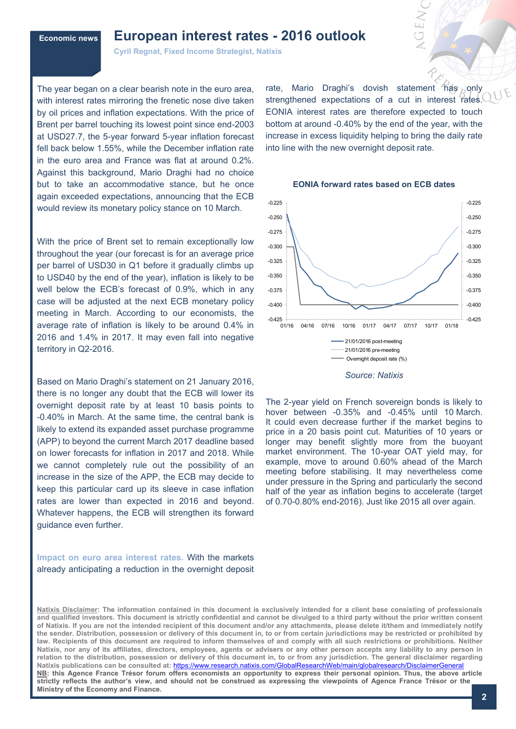Economic news

# European interest rates - 2016 outlook

**Cyril Regnat, Fixed Income Strategist, Natixis**

The year began on a clear bearish note in the euro area, with interest rates mirroring the frenetic nose dive taken by oil prices and inflation expectations. With the price of Brent per barrel touching its lowest point since end-2003 at USD27.7, the 5-year forward 5-year inflation forecast fell back below 1.55%, while the December inflation rate in the euro area and France was flat at around 0.2%. Against this background, Mario Draghi had no choice but to take an accommodative stance, but he once again exceeded expectations, announcing that the ECB would review its monetary policy stance on 10 March.

With the price of Brent set to remain exceptionally low throughout the year (our forecast is for an average price per barrel of USD30 in Q1 before it gradually climbs up to USD40 by the end of the year), inflation is likely to be well below the ECB's forecast of 0.9%, which in any case will be adjusted at the next ECB monetary policy meeting in March. According to our economists, the average rate of inflation is likely to be around 0.4% in 2016 and 1.4% in 2017. It may even fall into negative territory in Q2-2016.

Based on Mario Draghi's statement on 21 January 2016, there is no longer any doubt that the ECB will lower its overnight deposit rate by at least 10 basis points to -0.40% in March. At the same time, the central bank is likely to extend its expanded asset purchase programme (APP) to beyond the current March 2017 deadline based on lower forecasts for inflation in 2017 and 2018. While we cannot completely rule out the possibility of an increase in the size of the APP, the ECB may decide to keep this particular card up its sleeve in case inflation rates are lower than expected in 2016 and beyond. Whatever happens, the ECB will strengthen its forward guidance even further.

**Impact on euro area interest rates.** With the markets already anticipating a reduction in the overnight deposit rate, Mario Draghi's dovish statement has only strengthened expectations of a cut in interest rates. EONIA interest rates are therefore expected to touch bottom at around -0.40% by the end of the year, with the increase in excess liquidity helping to bring the daily rate into line with the new overnight deposit rate.

**EONIA forward rates based on ECB dates**

Legend: 21/01/2016 post-meeting; 21/01/2016 pre-meeting; Overnight deposit rate (%)

*Source: Natixis*

The 2-year yield on French sovereign bonds is likely to hover between -0.35% and -0.45% until 10 March. It could even decrease further if the market begins to price in a 20 basis point cut. Maturities of 10 years or longer may benefit slightly more from the buoyant market environment. The 10-year OAT yield may, for example, move to around 0.60% ahead of the March meeting before stabilising. It may nevertheless come under pressure in the Spring and particularly the second half of the year as inflation begins to accelerate (target of 0.70-0.80% end-2016). Just like 2015 all over again.

**Natixis Disclaimer: The information contained in this document is exclusively intended for a client base consisting of professionals and qualified investors. This document is strictly confidential and cannot be divulged to a third party without the prior written consent of Natixis. If you are not the intended recipient of this document and/or any attachments, please delete it/them and immediately notify the sender. Distribution, possession or delivery of this document in, to or from certain jurisdictions may be restricted or prohibited by law. Recipients of this document are required to inform themselves of and comply with all such restrictions or prohibitions. Neither Natixis, nor any of its affiliates, directors, employees, agents or advisers or any other person accepts any liability to any person in relation to the distribution, possession or delivery of this document in, to or from any jurisdiction. The general disclaimer regarding Natixis publications can be consulted at: https://www.research.natixis.com/GlobalResearchWeb/main/globalresearch/DisclaimerGeneral**

**NB: this Agence France Trésor forum offers economists an opportunity to express their personal opinion. Thus, the above article strictly reflects the author's view, and should not be construed as expressing the viewpoints of Agence France Trésor or the Ministry of the Economy and Finance.**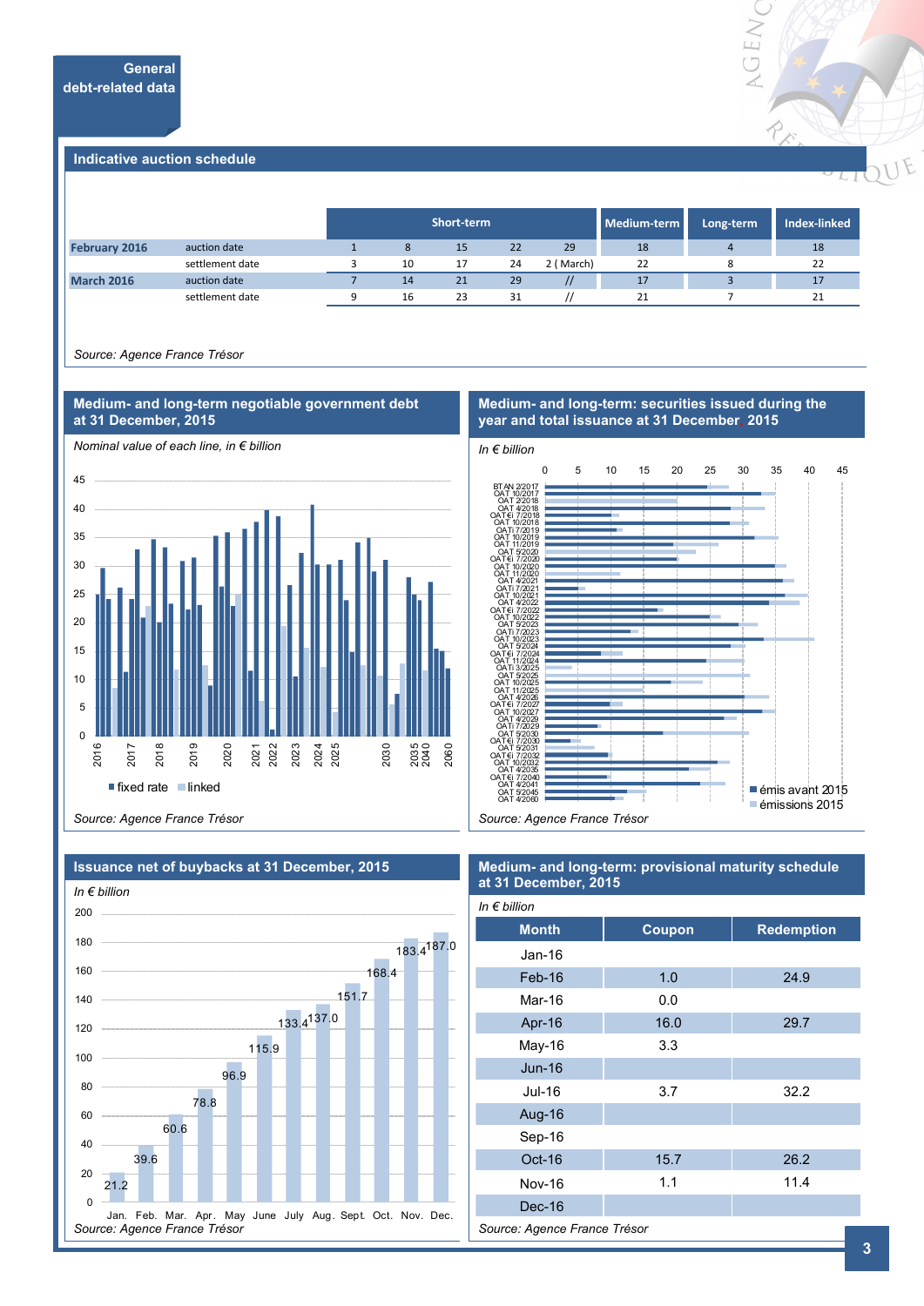## General debt-related data

### Indicative auction schedule

| | | Short-term | | | | | Medium-term | Long-term | Index-linked |
|---|---|---|---|---|---|---|---|---|---|
| **February 2016** | auction date | 1 | 8 | 15 | 22 | 29 | 18 | 4 | 18 |
| | settlement date | 3 | 10 | 17 | 24 | 2 ( March) | 22 | 8 | 22 |
| **March 2016** | auction date | 7 | 14 | 21 | 29 | // | 17 | 3 | 17 |
| | settlement date | 9 | 16 | 23 | 31 | // | 21 | 7 | 21 |

*Source: Agence France Trésor*

### Medium- and long-term negotiable government debt at 31 December, 2015

*Nominal value of each line, in € billion*

■ fixed rate ■ linked

*Source: Agence France Trésor*

### Medium- and long-term: securities issued during the year and total issuance at 31 December, 2015

*In € billion*

■ émis avant 2015 ■ émissions 2015

*Source: Agence France Trésor*

### Issuance net of buybacks at 31 December, 2015

*In € billion*

| Jan. | Feb. | Mar. | Apr. | May | June | July | Aug. | Sept. | Oct. | Nov. | Dec. |
|---|---|---|---|---|---|---|---|---|---|---|---|
| 21.2 | 39.6 | 60.6 | 78.8 | 96.9 | 115.9 | 133.4 | 137.0 | 151.7 | 168.4 | 183.4 | 187.0 |

*Source: Agence France Trésor*

### Medium- and long-term: provisional maturity schedule at 31 December, 2015

*In € billion*

| Month | Coupon | Redemption |
|---|---|---|
| Jan-16 | | |
| Feb-16 | 1.0 | 24.9 |
| Mar-16 | 0.0 | |
| Apr-16 | 16.0 | 29.7 |
| May-16 | 3.3 | |
| Jun-16 | | |
| Jul-16 | 3.7 | 32.2 |
| Aug-16 | | |
| Sep-16 | | |
| Oct-16 | 15.7 | 26.2 |
| Nov-16 | 1.1 | 11.4 |
| Dec-16 | | |

*Source: Agence France Trésor*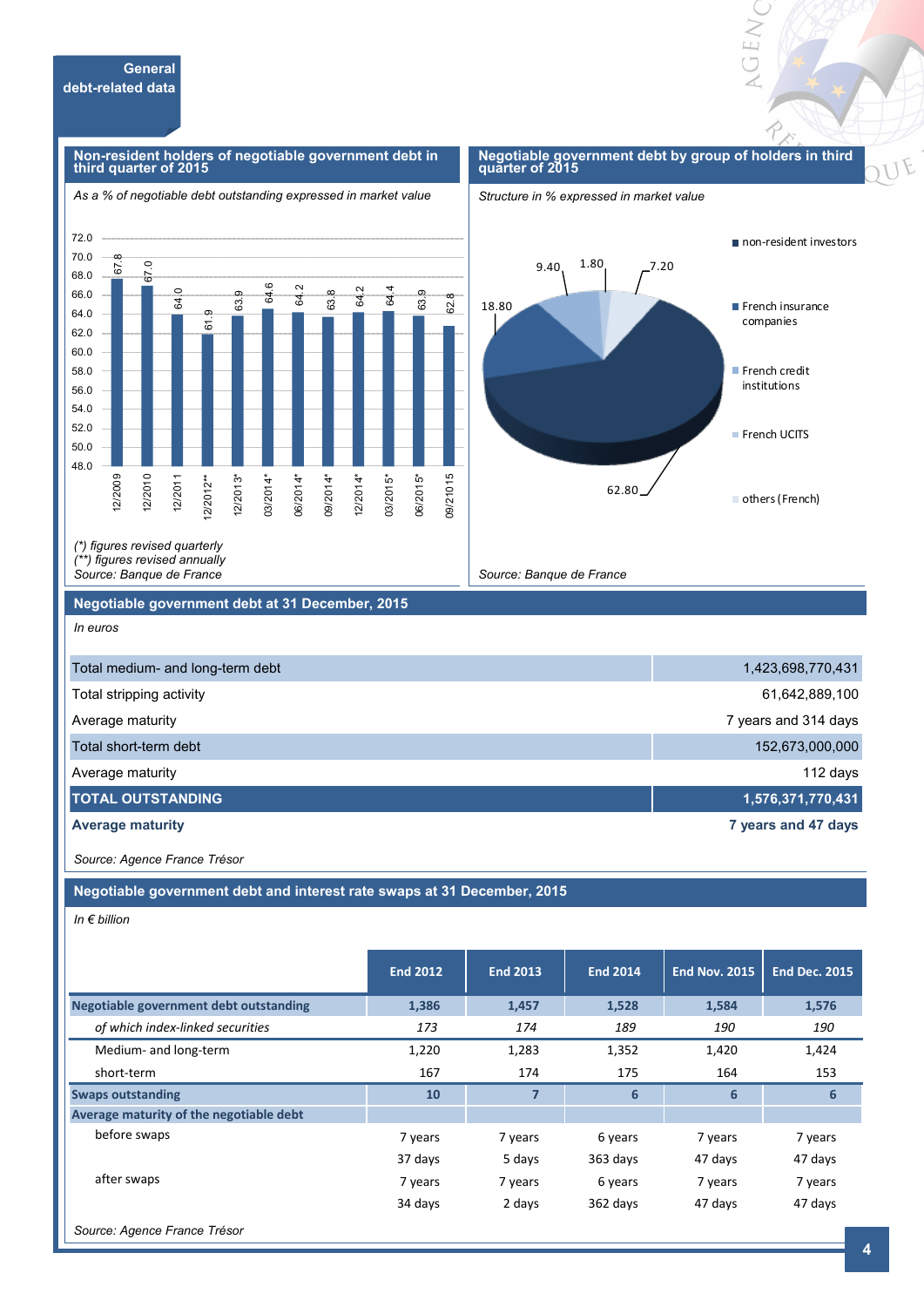## General debt-related data

### Non-resident holders of negotiable government debt in third quarter of 2015

*As a % of negotiable debt outstanding expressed in market value*

| Period | % |
|---|---|
| 12/2009 | 67.8 |
| 12/2010 | 67.0 |
| 12/2011 | 64.0 |
| 12/2012** | 61.9 |
| 12/2013* | 63.9 |
| 03/2014* | 64.6 |
| 06/2014* | 64.2 |
| 09/2014* | 63.8 |
| 12/2014* | 64.2 |
| 03/2015* | 64.4 |
| 06/2015* | 63.9 |
| 09/21015 | 62.8 |

*(\*) figures revised quarterly*
*(\*\*) figures revised annually*
*Source: Banque de France*

### Negotiable government debt by group of holders in third quarter of 2015

*Structure in % expressed in market value*

| Holders | % |
|---|---|
| non-resident investors | 62.80 |
| French insurance companies | 18.80 |
| French credit institutions | 9.40 |
| French UCITS | 1.80 |
| others (French) | 7.20 |

*Source: Banque de France*

### Negotiable government debt at 31 December, 2015

*In euros*

| | |
|---|---|
| Total medium- and long-term debt | 1,423,698,770,431 |
| Total stripping activity | 61,642,889,100 |
| Average maturity | 7 years and 314 days |
| Total short-term debt | 152,673,000,000 |
| Average maturity | 112 days |
| **TOTAL OUTSTANDING** | **1,576,371,770,431** |
| **Average maturity** | **7 years and 47 days** |

*Source: Agence France Trésor*

### Negotiable government debt and interest rate swaps at 31 December, 2015

*In € billion*

| | End 2012 | End 2013 | End 2014 | End Nov. 2015 | End Dec. 2015 |
|---|---|---|---|---|---|
| **Negotiable government debt outstanding** | 1,386 | 1,457 | 1,528 | 1,584 | 1,576 |
| *of which index-linked securities* | *173* | *174* | *189* | *190* | *190* |
| Medium- and long-term | 1,220 | 1,283 | 1,352 | 1,420 | 1,424 |
| short-term | 167 | 174 | 175 | 164 | 153 |
| **Swaps outstanding** | 10 | 7 | 6 | 6 | 6 |
| **Average maturity of the negotiable debt** | | | | | |
| before swaps | 7 years 37 days | 7 years 5 days | 6 years 363 days | 7 years 47 days | 7 years 47 days |
| after swaps | 7 years 34 days | 7 years 2 days | 6 years 362 days | 7 years 47 days | 7 years 47 days |

*Source: Agence France Trésor*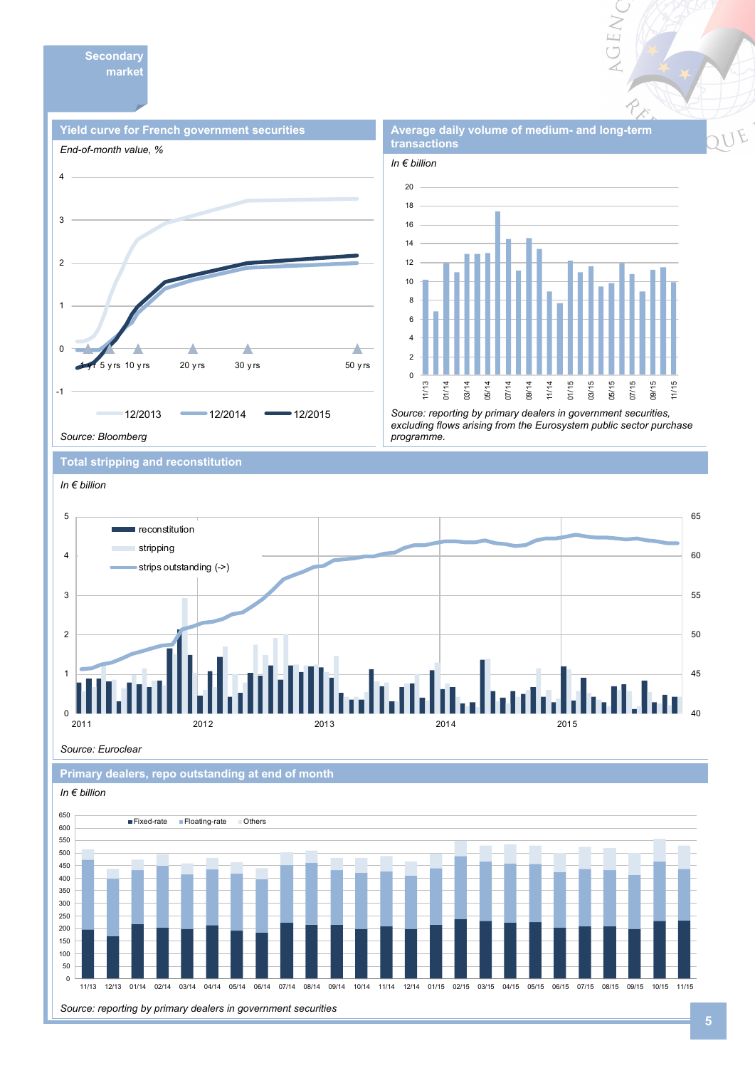## Secondary market

### Yield curve for French government securities

*End-of-month value, %*

Legend: 12/2013, 12/2014, 12/2015

Axis: 1 yr, 5 yrs, 10 yrs, 20 yrs, 30 yrs, 50 yrs

*Source: Bloomberg*

### Average daily volume of medium- and long-term transactions

*In € billion*

*Source: reporting by primary dealers in government securities, excluding flows arising from the Eurosystem public sector purchase programme.*

### Total stripping and reconstitution

*In € billion*

Legend: reconstitution, stripping, strips outstanding (->)

*Source: Euroclear*

### Primary dealers, repo outstanding at end of month

*In € billion*

Legend: Fixed-rate, Floating-rate, Others

*Source: reporting by primary dealers in government securities*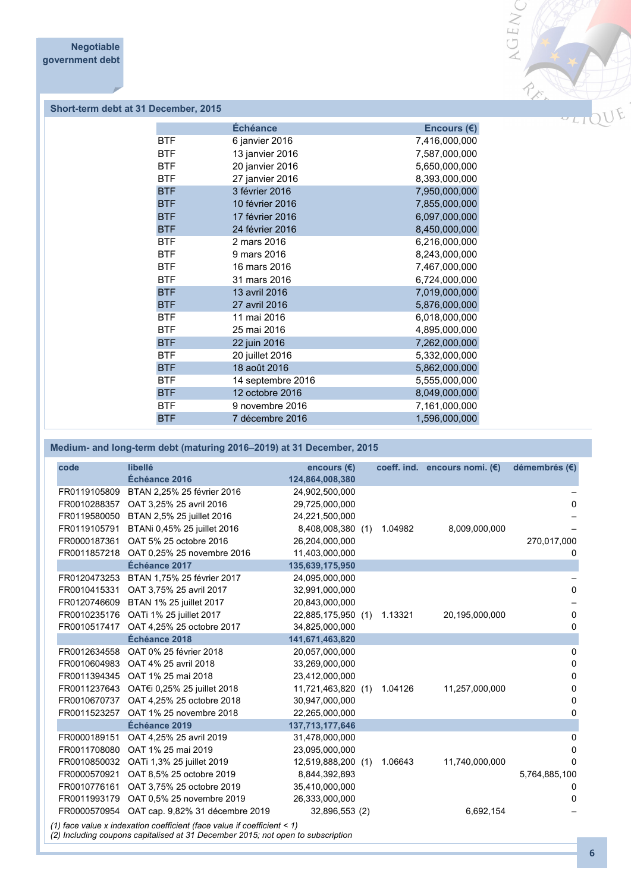## Negotiable government debt

### Short-term debt at 31 December, 2015

| | Échéance | Encours (€) |
|---|---|---|
| BTF | 6 janvier 2016 | 7,416,000,000 |
| BTF | 13 janvier 2016 | 7,587,000,000 |
| BTF | 20 janvier 2016 | 5,650,000,000 |
| BTF | 27 janvier 2016 | 8,393,000,000 |
| BTF | 3 février 2016 | 7,950,000,000 |
| BTF | 10 février 2016 | 7,855,000,000 |
| BTF | 17 février 2016 | 6,097,000,000 |
| BTF | 24 février 2016 | 8,450,000,000 |
| BTF | 2 mars 2016 | 6,216,000,000 |
| BTF | 9 mars 2016 | 8,243,000,000 |
| BTF | 16 mars 2016 | 7,467,000,000 |
| BTF | 31 mars 2016 | 6,724,000,000 |
| BTF | 13 avril 2016 | 7,019,000,000 |
| BTF | 27 avril 2016 | 5,876,000,000 |
| BTF | 11 mai 2016 | 6,018,000,000 |
| BTF | 25 mai 2016 | 4,895,000,000 |
| BTF | 22 juin 2016 | 7,262,000,000 |
| BTF | 20 juillet 2016 | 5,332,000,000 |
| BTF | 18 août 2016 | 5,862,000,000 |
| BTF | 14 septembre 2016 | 5,555,000,000 |
| BTF | 12 octobre 2016 | 8,049,000,000 |
| BTF | 9 novembre 2016 | 7,161,000,000 |
| BTF | 7 décembre 2016 | 1,596,000,000 |

### Medium- and long-term debt (maturing 2016–2019) at 31 December, 2015

| code | libellé | encours (€) | | coeff. ind. | encours nomi. (€) | démembrés (€) |
|---|---|---|---|---|---|---|
| | **Échéance 2016** | **124,864,008,380** | | | | |
| FR0119105809 | BTAN 2,25% 25 février 2016 | 24,902,500,000 | | | | – |
| FR0010288357 | OAT 3,25% 25 avril 2016 | 29,725,000,000 | | | | 0 |
| FR0119580050 | BTAN 2,5% 25 juillet 2016 | 24,221,500,000 | | | | – |
| FR0119105791 | BTANi 0,45% 25 juillet 2016 | 8,408,008,380 | (1) | 1.04982 | 8,009,000,000 | – |
| FR0000187361 | OAT 5% 25 octobre 2016 | 26,204,000,000 | | | | 270,017,000 |
| FR0011857218 | OAT 0,25% 25 novembre 2016 | 11,403,000,000 | | | | 0 |
| | **Échéance 2017** | **135,639,175,950** | | | | |
| FR0120473253 | BTAN 1,75% 25 février 2017 | 24,095,000,000 | | | | – |
| FR0010415331 | OAT 3,75% 25 avril 2017 | 32,991,000,000 | | | | 0 |
| FR0120746609 | BTAN 1% 25 juillet 2017 | 20,843,000,000 | | | | – |
| FR0010235176 | OATi 1% 25 juillet 2017 | 22,885,175,950 | (1) | 1.13321 | 20,195,000,000 | 0 |
| FR0010517417 | OAT 4,25% 25 octobre 2017 | 34,825,000,000 | | | | 0 |
| | **Échéance 2018** | **141,671,463,820** | | | | |
| FR0012634558 | OAT 0% 25 février 2018 | 20,057,000,000 | | | | 0 |
| FR0010604983 | OAT 4% 25 avril 2018 | 33,269,000,000 | | | | 0 |
| FR0011394345 | OAT 1% 25 mai 2018 | 23,412,000,000 | | | | 0 |
| FR0011237643 | OAT€i 0,25% 25 juillet 2018 | 11,721,463,820 | (1) | 1.04126 | 11,257,000,000 | 0 |
| FR0010670737 | OAT 4,25% 25 octobre 2018 | 30,947,000,000 | | | | 0 |
| FR0011523257 | OAT 1% 25 novembre 2018 | 22,265,000,000 | | | | 0 |
| | **Échéance 2019** | **137,713,177,646** | | | | |
| FR0000189151 | OAT 4,25% 25 avril 2019 | 31,478,000,000 | | | | 0 |
| FR0011708080 | OAT 1% 25 mai 2019 | 23,095,000,000 | | | | 0 |
| FR0010850032 | OATi 1,3% 25 juillet 2019 | 12,519,888,200 | (1) | 1.06643 | 11,740,000,000 | 0 |
| FR0000570921 | OAT 8,5% 25 octobre 2019 | 8,844,392,893 | | | | 5,764,885,100 |
| FR0010776161 | OAT 3,75% 25 octobre 2019 | 35,410,000,000 | | | | 0 |
| FR0011993179 | OAT 0,5% 25 novembre 2019 | 26,333,000,000 | | | | 0 |
| FR0000570954 | OAT cap. 9,82% 31 décembre 2019 | 32,896,553 | (2) | | 6,692,154 | – |

*(1) face value x indexation coefficient (face value if coefficient < 1)*
*(2) Including coupons capitalised at 31 December 2015; not open to subscription*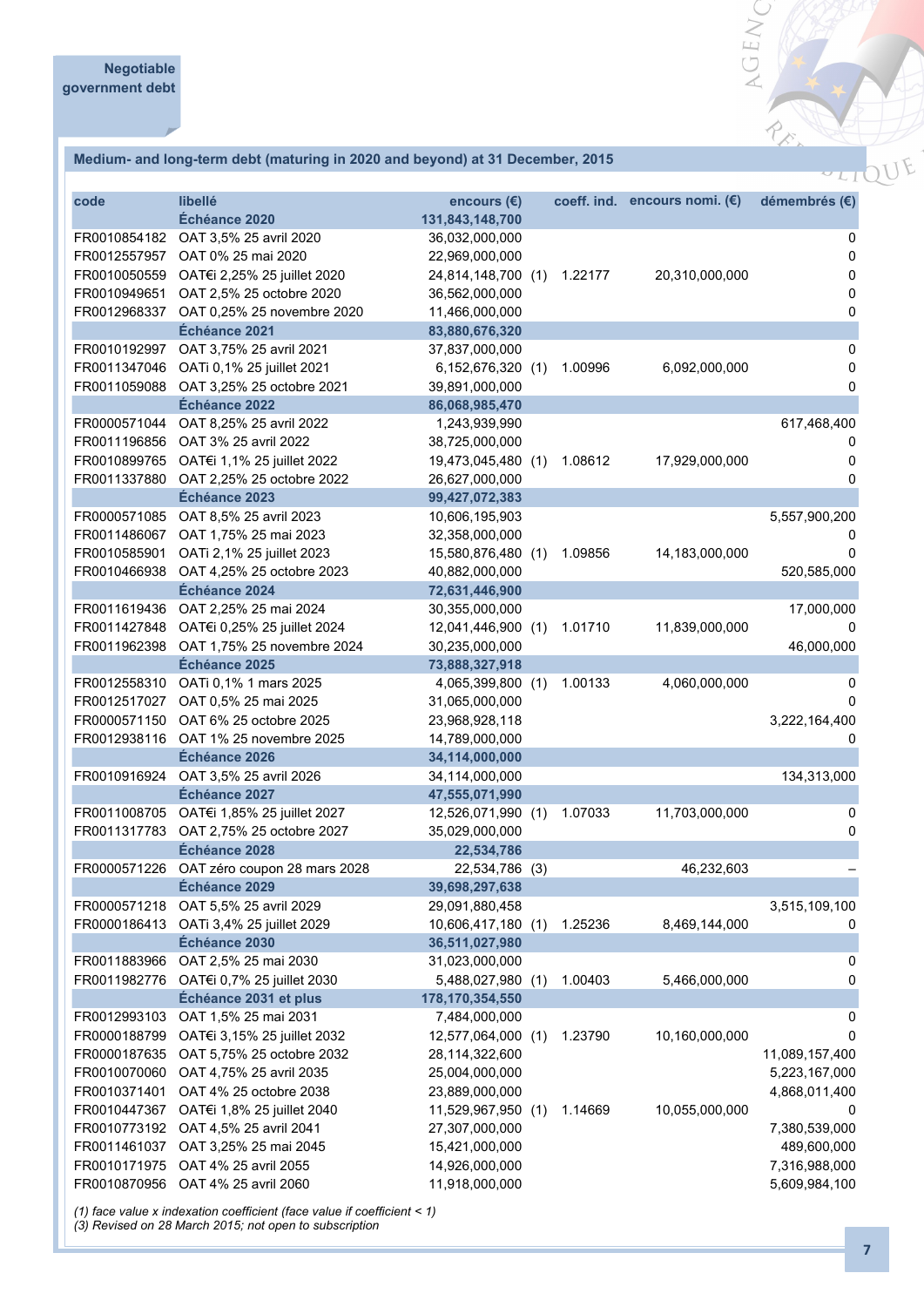Negotiable government debt

## Medium- and long-term debt (maturing in 2020 and beyond) at 31 December, 2015

| code | libellé | encours (€) | | coeff. ind. | encours nomi. (€) | démembrés (€) |
|---|---|---|---|---|---|---|
| | **Échéance 2020** | **131,843,148,700** | | | | |
| FR0010854182 | OAT 3,5% 25 avril 2020 | 36,032,000,000 | | | | 0 |
| FR0012557957 | OAT 0% 25 mai 2020 | 22,969,000,000 | | | | 0 |
| FR0010050559 | OAT€i 2,25% 25 juillet 2020 | 24,814,148,700 | (1) | 1.22177 | 20,310,000,000 | 0 |
| FR0010949651 | OAT 2,5% 25 octobre 2020 | 36,562,000,000 | | | | 0 |
| FR0012968337 | OAT 0,25% 25 novembre 2020 | 11,466,000,000 | | | | 0 |
| | **Échéance 2021** | **83,880,676,320** | | | | |
| FR0010192997 | OAT 3,75% 25 avril 2021 | 37,837,000,000 | | | | 0 |
| FR0011347046 | OATi 0,1% 25 juillet 2021 | 6,152,676,320 | (1) | 1.00996 | 6,092,000,000 | 0 |
| FR0011059088 | OAT 3,25% 25 octobre 2021 | 39,891,000,000 | | | | 0 |
| | **Échéance 2022** | **86,068,985,470** | | | | |
| FR0000571044 | OAT 8,25% 25 avril 2022 | 1,243,939,990 | | | | 617,468,400 |
| FR0011196856 | OAT 3% 25 avril 2022 | 38,725,000,000 | | | | 0 |
| FR0010899765 | OAT€i 1,1% 25 juillet 2022 | 19,473,045,480 | (1) | 1.08612 | 17,929,000,000 | 0 |
| FR0011337880 | OAT 2,25% 25 octobre 2022 | 26,627,000,000 | | | | 0 |
| | **Échéance 2023** | **99,427,072,383** | | | | |
| FR0000571085 | OAT 8,5% 25 avril 2023 | 10,606,195,903 | | | | 5,557,900,200 |
| FR0011486067 | OAT 1,75% 25 mai 2023 | 32,358,000,000 | | | | 0 |
| FR0010585901 | OATi 2,1% 25 juillet 2023 | 15,580,876,480 | (1) | 1.09856 | 14,183,000,000 | 0 |
| FR0010466938 | OAT 4,25% 25 octobre 2023 | 40,882,000,000 | | | | 520,585,000 |
| | **Échéance 2024** | **72,631,446,900** | | | | |
| FR0011619436 | OAT 2,25% 25 mai 2024 | 30,355,000,000 | | | | 17,000,000 |
| FR0011427848 | OAT€i 0,25% 25 juillet 2024 | 12,041,446,900 | (1) | 1.01710 | 11,839,000,000 | 0 |
| FR0011962398 | OAT 1,75% 25 novembre 2024 | 30,235,000,000 | | | | 46,000,000 |
| | **Échéance 2025** | **73,888,327,918** | | | | |
| FR0012558310 | OATi 0,1% 1 mars 2025 | 4,065,399,800 | (1) | 1.00133 | 4,060,000,000 | 0 |
| FR0012517027 | OAT 0,5% 25 mai 2025 | 31,065,000,000 | | | | 0 |
| FR0000571150 | OAT 6% 25 octobre 2025 | 23,968,928,118 | | | | 3,222,164,400 |
| FR0012938116 | OAT 1% 25 novembre 2025 | 14,789,000,000 | | | | 0 |
| | **Échéance 2026** | **34,114,000,000** | | | | |
| FR0010916924 | OAT 3,5% 25 avril 2026 | 34,114,000,000 | | | | 134,313,000 |
| | **Échéance 2027** | **47,555,071,990** | | | | |
| FR0011008705 | OAT€i 1,85% 25 juillet 2027 | 12,526,071,990 | (1) | 1.07033 | 11,703,000,000 | 0 |
| FR0011317783 | OAT 2,75% 25 octobre 2027 | 35,029,000,000 | | | | 0 |
| | **Échéance 2028** | **22,534,786** | | | | |
| FR0000571226 | OAT zéro coupon 28 mars 2028 | 22,534,786 | (3) | | 46,232,603 | – |
| | **Échéance 2029** | **39,698,297,638** | | | | |
| FR0000571218 | OAT 5,5% 25 avril 2029 | 29,091,880,458 | | | | 3,515,109,100 |
| FR0000186413 | OATi 3,4% 25 juillet 2029 | 10,606,417,180 | (1) | 1.25236 | 8,469,144,000 | 0 |
| | **Échéance 2030** | **36,511,027,980** | | | | |
| FR0011883966 | OAT 2,5% 25 mai 2030 | 31,023,000,000 | | | | 0 |
| FR0011982776 | OAT€i 0,7% 25 juillet 2030 | 5,488,027,980 | (1) | 1.00403 | 5,466,000,000 | 0 |
| | **Échéance 2031 et plus** | **178,170,354,550** | | | | |
| FR0012993103 | OAT 1,5% 25 mai 2031 | 7,484,000,000 | | | | 0 |
| FR0000188799 | OAT€i 3,15% 25 juillet 2032 | 12,577,064,000 | (1) | 1.23790 | 10,160,000,000 | 0 |
| FR0000187635 | OAT 5,75% 25 octobre 2032 | 28,114,322,600 | | | | 11,089,157,400 |
| FR0010070060 | OAT 4,75% 25 avril 2035 | 25,004,000,000 | | | | 5,223,167,000 |
| FR0010371401 | OAT 4% 25 octobre 2038 | 23,889,000,000 | | | | 4,868,011,400 |
| FR0010447367 | OAT€i 1,8% 25 juillet 2040 | 11,529,967,950 | (1) | 1.14669 | 10,055,000,000 | 0 |
| FR0010773192 | OAT 4,5% 25 avril 2041 | 27,307,000,000 | | | | 7,380,539,000 |
| FR0011461037 | OAT 3,25% 25 mai 2045 | 15,421,000,000 | | | | 489,600,000 |
| FR0010171975 | OAT 4% 25 avril 2055 | 14,926,000,000 | | | | 7,316,988,000 |
| FR0010870956 | OAT 4% 25 avril 2060 | 11,918,000,000 | | | | 5,609,984,100 |

*(1) face value x indexation coefficient (face value if coefficient < 1)*
*(3) Revised on 28 March 2015; not open to subscription*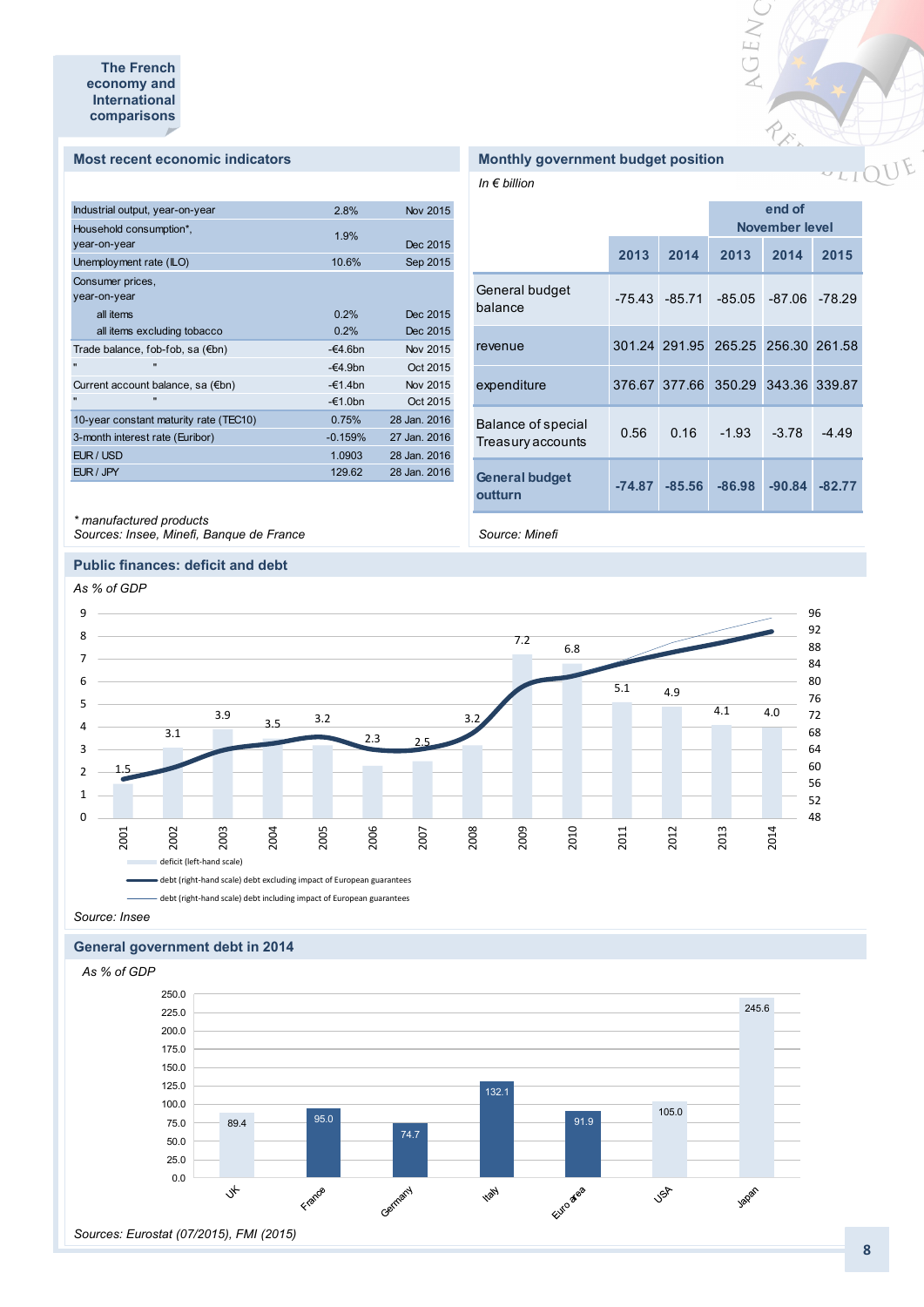The French economy and International comparisons

## Most recent economic indicators

| | | |
|---|---|---|
| Industrial output, year-on-year | 2.8% | Nov 2015 |
| Household consumption*, year-on-year | 1.9% | Dec 2015 |
| Unemployment rate (ILO) | 10.6% | Sep 2015 |
| Consumer prices, year-on-year | | |
| all items | 0.2% | Dec 2015 |
| all items excluding tobacco | 0.2% | Dec 2015 |
| Trade balance, fob-fob, sa (€bn) | -€4.6bn | Nov 2015 |
| " " | -€4.9bn | Oct 2015 |
| Current account balance, sa (€bn) | -€1.4bn | Nov 2015 |
| " " | -€1.0bn | Oct 2015 |
| 10-year constant maturity rate (TEC10) | 0.75% | 28 Jan. 2016 |
| 3-month interest rate (Euribor) | -0.159% | 27 Jan. 2016 |
| EUR / USD | 1.0903 | 28 Jan. 2016 |
| EUR / JPY | 129.62 | 28 Jan. 2016 |

*\* manufactured products*
*Sources: Insee, Minefi, Banque de France*

## Monthly government budget position

*In € billion*

| | | | end of November level | | |
|---|---|---|---|---|---|
| | 2013 | 2014 | 2013 | 2014 | 2015 |
| General budget balance | -75.43 | -85.71 | -85.05 | -87.06 | -78.29 |
| revenue | 301.24 | 291.95 | 265.25 | 256.30 | 261.58 |
| expenditure | 376.67 | 377.66 | 350.29 | 343.36 | 339.87 |
| Balance of special Treasury accounts | 0.56 | 0.16 | -1.93 | -3.78 | -4.49 |
| **General budget outturn** | **-74.87** | **-85.56** | **-86.98** | **-90.84** | **-82.77** |

*Source: Minefi*

## Public finances: deficit and debt

*As % of GDP*

| Year | 2001 | 2002 | 2003 | 2004 | 2005 | 2006 | 2007 | 2008 | 2009 | 2010 | 2011 | 2012 | 2013 | 2014 |
|---|---|---|---|---|---|---|---|---|---|---|---|---|---|---|
| deficit (left-hand scale) | 1.5 | 3.1 | 3.9 | 3.5 | 3.2 | 2.3 | 2.5 | 3.2 | 7.2 | 6.8 | 5.1 | 4.9 | 4.1 | 4.0 |

deficit (left-hand scale)
debt (right-hand scale) debt excluding impact of European guarantees
debt (right-hand scale) debt including impact of European guarantees

*Source: Insee*

## General government debt in 2014

*As % of GDP*

| UK | France | Germany | Italy | Euro area | USA | Japan |
|---|---|---|---|---|---|---|
| 89.4 | 95.0 | 74.7 | 132.1 | 91.9 | 105.0 | 245.6 |

*Sources: Eurostat (07/2015), FMI (2015)*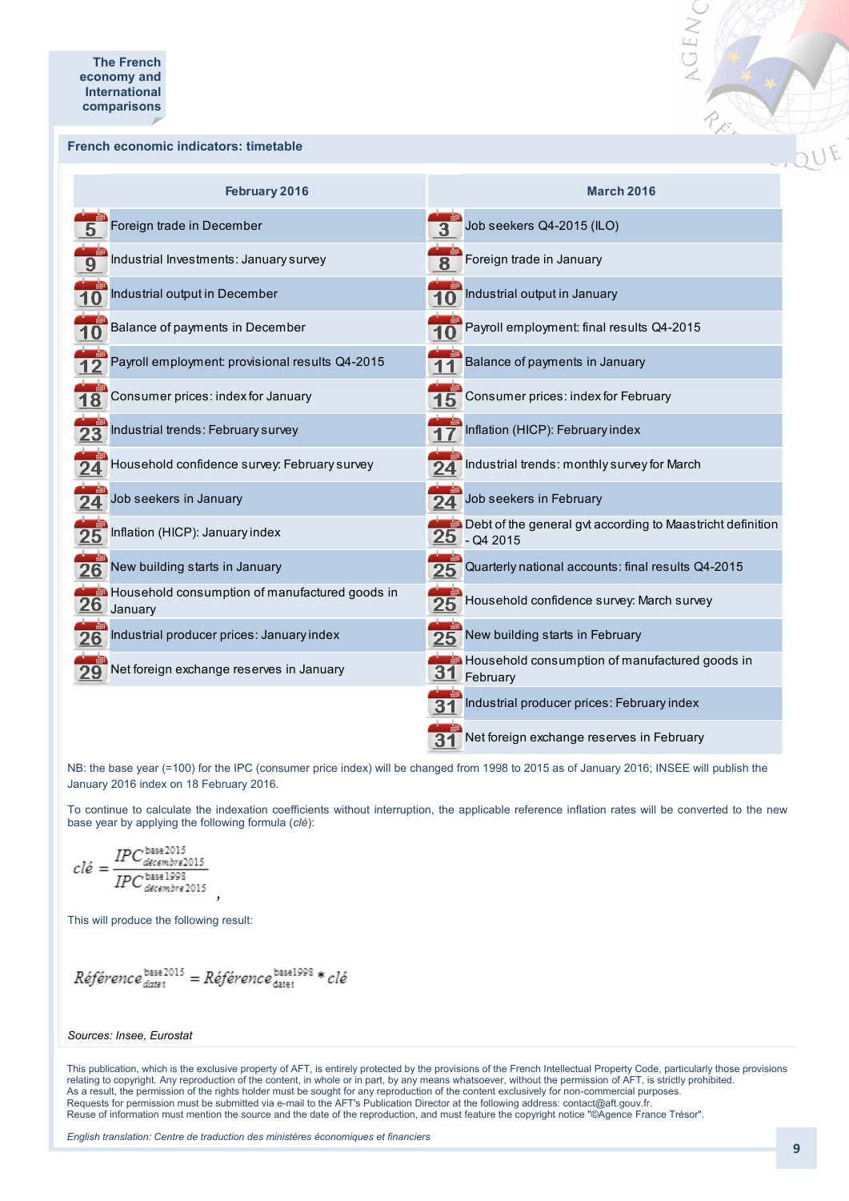The French economy and International comparisons

## French economic indicators: timetable

| February 2016 | | March 2016 | |
|---|---|---|---|
| 5 | Foreign trade in December | 3 | Job seekers Q4-2015 (ILO) |
| 9 | Industrial Investments: January survey | 8 | Foreign trade in January |
| 10 | Industrial output in December | 10 | Industrial output in January |
| 10 | Balance of payments in December | 10 | Payroll employment: final results Q4-2015 |
| 12 | Payroll employment: provisional results Q4-2015 | 11 | Balance of payments in January |
| 18 | Consumer prices: index for January | 15 | Consumer prices: index for February |
| 23 | Industrial trends: February survey | 17 | Inflation (HICP): February index |
| 24 | Household confidence survey: February survey | 24 | Industrial trends: monthly survey for March |
| 24 | Job seekers in January | 24 | Job seekers in February |
| 25 | Inflation (HICP): January index | 25 | Debt of the general gvt according to Maastricht definition - Q4 2015 |
| 26 | New building starts in January | 25 | Quarterly national accounts: final results Q4-2015 |
| 26 | Household consumption of manufactured goods in January | 25 | Household confidence survey: March survey |
| 26 | Industrial producer prices: January index | 25 | New building starts in February |
| 29 | Net foreign exchange reserves in January | 31 | Household consumption of manufactured goods in February |
| | | 31 | Industrial producer prices: February index |
| | | 31 | Net foreign exchange reserves in February |

NB: the base year (=100) for the IPC (consumer price index) will be changed from 1998 to 2015 as of January 2016; INSEE will publish the January 2016 index on 18 February 2016.

To continue to calculate the indexation coefficients without interruption, the applicable reference inflation rates will be converted to the new base year by applying the following formula (*clé*):

$$clé = \frac{IPC^{\text{base 2015}}_{\text{décembre 2015}}}{IPC^{\text{base 1998}}_{\text{décembre 2015}}},$$

This will produce the following result:

$$Référence^{\text{base 2015}}_{\text{date t}} = Référence^{\text{base 1998}}_{\text{date t}} * clé$$

*Sources: Insee, Eurostat*

This publication, which is the exclusive property of AFT, is entirely protected by the provisions of the French Intellectual Property Code, particularly those provisions relating to copyright. Any reproduction of the content, in whole or in part, by any means whatsoever, without the permission of AFT, is strictly prohibited.
As a result, the permission of the rights holder must be sought for any reproduction of the content exclusively for non-commercial purposes.
Requests for permission must be submitted via e-mail to the AFT's Publication Director at the following address: contact@aft.gouv.fr.
Reuse of information must mention the source and the date of the reproduction, and must feature the copyright notice "©Agence France Trésor".

*English translation: Centre de traduction des ministères économiques et financiers*